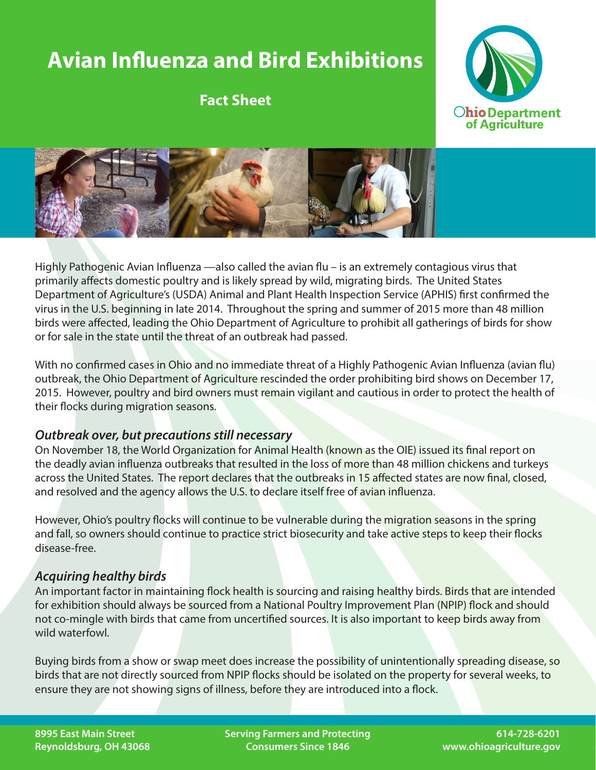# Avian Influenza and Bird Exhibitions

## Fact Sheet

Ohio Department of Agriculture

Highly Pathogenic Avian Influenza —also called the avian flu – is an extremely contagious virus that primarily affects domestic poultry and is likely spread by wild, migrating birds. The United States Department of Agriculture's (USDA) Animal and Plant Health Inspection Service (APHIS) first confirmed the virus in the U.S. beginning in late 2014. Throughout the spring and summer of 2015 more than 48 million birds were affected, leading the Ohio Department of Agriculture to prohibit all gatherings of birds for show or for sale in the state until the threat of an outbreak had passed.

With no confirmed cases in Ohio and no immediate threat of a Highly Pathogenic Avian Influenza (avian flu) outbreak, the Ohio Department of Agriculture rescinded the order prohibiting bird shows on December 17, 2015. However, poultry and bird owners must remain vigilant and cautious in order to protect the health of their flocks during migration seasons.

### *Outbreak over, but precautions still necessary*

On November 18, the World Organization for Animal Health (known as the OIE) issued its final report on the deadly avian influenza outbreaks that resulted in the loss of more than 48 million chickens and turkeys across the United States. The report declares that the outbreaks in 15 affected states are now final, closed, and resolved and the agency allows the U.S. to declare itself free of avian influenza.

However, Ohio's poultry flocks will continue to be vulnerable during the migration seasons in the spring and fall, so owners should continue to practice strict biosecurity and take active steps to keep their flocks disease-free.

### *Acquiring healthy birds*

An important factor in maintaining flock health is sourcing and raising healthy birds. Birds that are intended for exhibition should always be sourced from a National Poultry Improvement Plan (NPIP) flock and should not co-mingle with birds that came from uncertified sources. It is also important to keep birds away from wild waterfowl.

Buying birds from a show or swap meet does increase the possibility of unintentionally spreading disease, so birds that are not directly sourced from NPIP flocks should be isolated on the property for several weeks, to ensure they are not showing signs of illness, before they are introduced into a flock.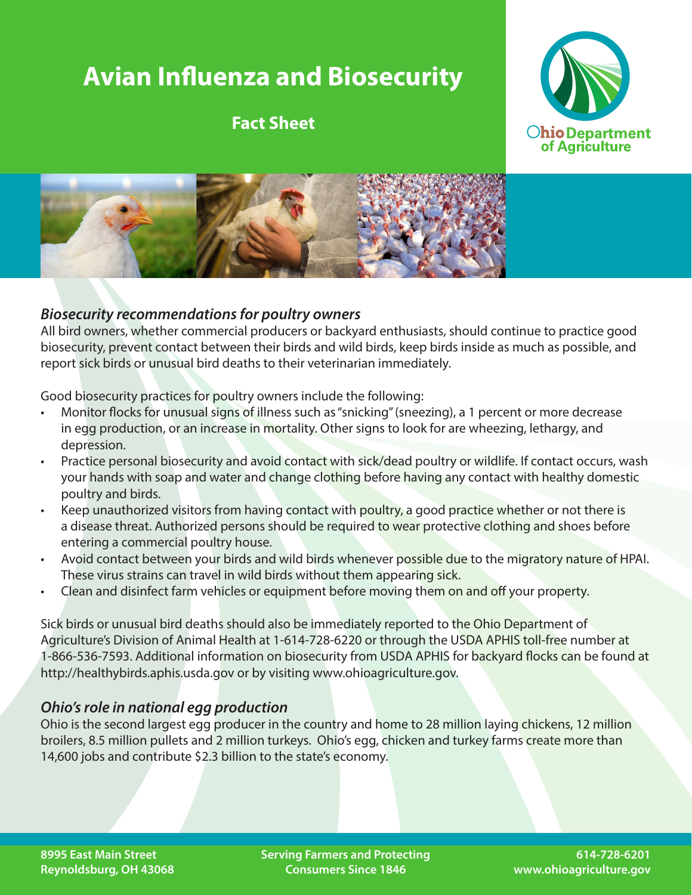# Avian Influenza and Biosecurity

## Fact Sheet

Ohio Department of Agriculture

### *Biosecurity recommendations for poultry owners*

All bird owners, whether commercial producers or backyard enthusiasts, should continue to practice good biosecurity, prevent contact between their birds and wild birds, keep birds inside as much as possible, and report sick birds or unusual bird deaths to their veterinarian immediately.

Good biosecurity practices for poultry owners include the following:

- Monitor flocks for unusual signs of illness such as "snicking" (sneezing), a 1 percent or more decrease in egg production, or an increase in mortality. Other signs to look for are wheezing, lethargy, and depression.
- Practice personal biosecurity and avoid contact with sick/dead poultry or wildlife. If contact occurs, wash your hands with soap and water and change clothing before having any contact with healthy domestic poultry and birds.
- Keep unauthorized visitors from having contact with poultry, a good practice whether or not there is a disease threat. Authorized persons should be required to wear protective clothing and shoes before entering a commercial poultry house.
- Avoid contact between your birds and wild birds whenever possible due to the migratory nature of HPAI. These virus strains can travel in wild birds without them appearing sick.
- Clean and disinfect farm vehicles or equipment before moving them on and off your property.

Sick birds or unusual bird deaths should also be immediately reported to the Ohio Department of Agriculture's Division of Animal Health at 1-614-728-6220 or through the USDA APHIS toll-free number at 1-866-536-7593. Additional information on biosecurity from USDA APHIS for backyard flocks can be found at http://healthybirds.aphis.usda.gov or by visiting www.ohioagriculture.gov.

### *Ohio's role in national egg production*

Ohio is the second largest egg producer in the country and home to 28 million laying chickens, 12 million broilers, 8.5 million pullets and 2 million turkeys. Ohio's egg, chicken and turkey farms create more than 14,600 jobs and contribute $2.3 billion to the state's economy.

8995 East Main Street
Reynoldsburg, OH 43068

Serving Farmers and Protecting Consumers Since 1846

614-728-6201
www.ohioagriculture.gov